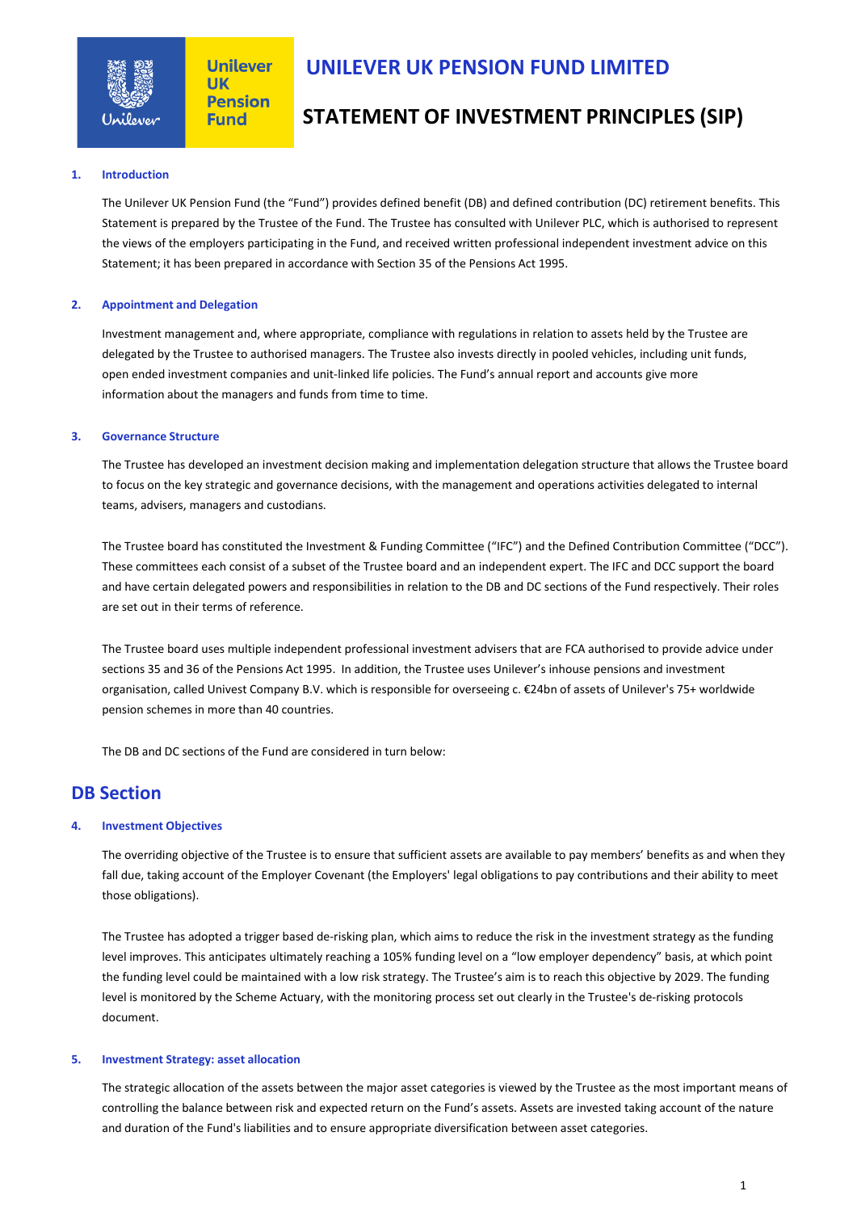# UNILEVER UK PENSION FUND LIMITED

# STATEMENT OF INVESTMENT PRINCIPLES (SIP)

### 1. Introduction

The Unilever UK Pension Fund (the "Fund") provides defined benefit (DB) and defined contribution (DC) retirement benefits. This Statement is prepared by the Trustee of the Fund. The Trustee has consulted with Unilever PLC, which is authorised to represent the views of the employers participating in the Fund, and received written professional independent investment advice on this Statement; it has been prepared in accordance with Section 35 of the Pensions Act 1995.

### 2. Appointment and Delegation

Investment management and, where appropriate, compliance with regulations in relation to assets held by the Trustee are delegated by the Trustee to authorised managers. The Trustee also invests directly in pooled vehicles, including unit funds, open ended investment companies and unit-linked life policies. The Fund's annual report and accounts give more information about the managers and funds from time to time.

### 3. Governance Structure

The Trustee has developed an investment decision making and implementation delegation structure that allows the Trustee board to focus on the key strategic and governance decisions, with the management and operations activities delegated to internal teams, advisers, managers and custodians.

The Trustee board has constituted the Investment & Funding Committee ("IFC") and the Defined Contribution Committee ("DCC"). These committees each consist of a subset of the Trustee board and an independent expert. The IFC and DCC support the board and have certain delegated powers and responsibilities in relation to the DB and DC sections of the Fund respectively. Their roles are set out in their terms of reference.

The Trustee board uses multiple independent professional investment advisers that are FCA authorised to provide advice under sections 35 and 36 of the Pensions Act 1995. In addition, the Trustee uses Unilever's inhouse pensions and investment organisation, called Univest Company B.V. which is responsible for overseeing c. €24bn of assets of Unilever's 75+ worldwide pension schemes in more than 40 countries.

The DB and DC sections of the Fund are considered in turn below:

## DB Section

### 4. Investment Objectives

The overriding objective of the Trustee is to ensure that sufficient assets are available to pay members' benefits as and when they fall due, taking account of the Employer Covenant (the Employers' legal obligations to pay contributions and their ability to meet those obligations).

The Trustee has adopted a trigger based de-risking plan, which aims to reduce the risk in the investment strategy as the funding level improves. This anticipates ultimately reaching a 105% funding level on a "low employer dependency" basis, at which point the funding level could be maintained with a low risk strategy. The Trustee's aim is to reach this objective by 2029. The funding level is monitored by the Scheme Actuary, with the monitoring process set out clearly in the Trustee's de-risking protocols document.

### 5. Investment Strategy: asset allocation

The strategic allocation of the assets between the major asset categories is viewed by the Trustee as the most important means of controlling the balance between risk and expected return on the Fund's assets. Assets are invested taking account of the nature and duration of the Fund's liabilities and to ensure appropriate diversification between asset categories.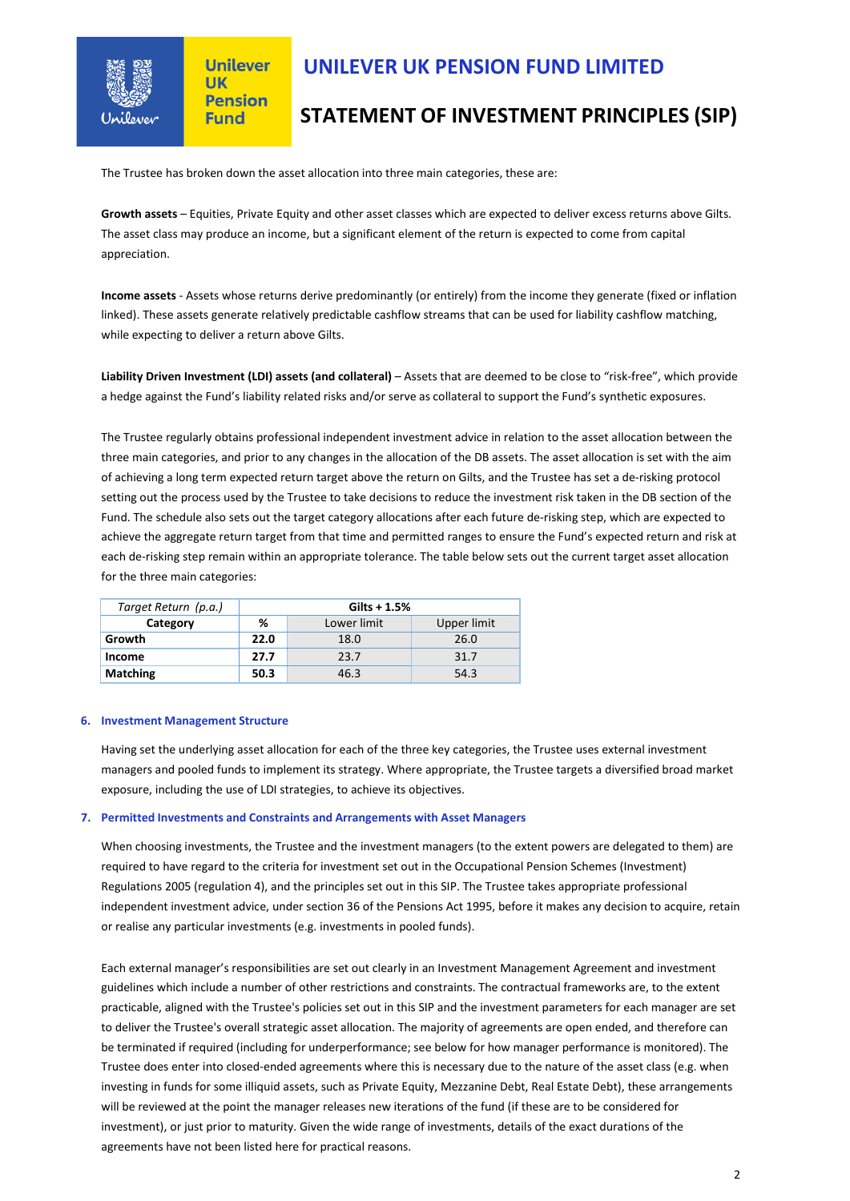The Trustee has broken down the asset allocation into three main categories, these are:

**Growth assets** – Equities, Private Equity and other asset classes which are expected to deliver excess returns above Gilts. The asset class may produce an income, but a significant element of the return is expected to come from capital appreciation.

**Income assets** - Assets whose returns derive predominantly (or entirely) from the income they generate (fixed or inflation linked). These assets generate relatively predictable cashflow streams that can be used for liability cashflow matching, while expecting to deliver a return above Gilts.

**Liability Driven Investment (LDI) assets (and collateral)** – Assets that are deemed to be close to "risk-free", which provide a hedge against the Fund's liability related risks and/or serve as collateral to support the Fund's synthetic exposures.

The Trustee regularly obtains professional independent investment advice in relation to the asset allocation between the three main categories, and prior to any changes in the allocation of the DB assets. The asset allocation is set with the aim of achieving a long term expected return target above the return on Gilts, and the Trustee has set a de-risking protocol setting out the process used by the Trustee to take decisions to reduce the investment risk taken in the DB section of the Fund. The schedule also sets out the target category allocations after each future de-risking step, which are expected to achieve the aggregate return target from that time and permitted ranges to ensure the Fund's expected return and risk at each de-risking step remain within an appropriate tolerance. The table below sets out the current target asset allocation for the three main categories:

| *Target Return (p.a.)* | **Gilts + 1.5%** | | |
|---|---|---|---|
| **Category** | **%** | Lower limit | Upper limit |
| **Growth** | **22.0** | 18.0 | 26.0 |
| **Income** | **27.7** | 23.7 | 31.7 |
| **Matching** | **50.3** | 46.3 | 54.3 |

## 6. Investment Management Structure

Having set the underlying asset allocation for each of the three key categories, the Trustee uses external investment managers and pooled funds to implement its strategy. Where appropriate, the Trustee targets a diversified broad market exposure, including the use of LDI strategies, to achieve its objectives.

## 7. Permitted Investments and Constraints and Arrangements with Asset Managers

When choosing investments, the Trustee and the investment managers (to the extent powers are delegated to them) are required to have regard to the criteria for investment set out in the Occupational Pension Schemes (Investment) Regulations 2005 (regulation 4), and the principles set out in this SIP. The Trustee takes appropriate professional independent investment advice, under section 36 of the Pensions Act 1995, before it makes any decision to acquire, retain or realise any particular investments (e.g. investments in pooled funds).

Each external manager's responsibilities are set out clearly in an Investment Management Agreement and investment guidelines which include a number of other restrictions and constraints. The contractual frameworks are, to the extent practicable, aligned with the Trustee's policies set out in this SIP and the investment parameters for each manager are set to deliver the Trustee's overall strategic asset allocation. The majority of agreements are open ended, and therefore can be terminated if required (including for underperformance; see below for how manager performance is monitored). The Trustee does enter into closed-ended agreements where this is necessary due to the nature of the asset class (e.g. when investing in funds for some illiquid assets, such as Private Equity, Mezzanine Debt, Real Estate Debt), these arrangements will be reviewed at the point the manager releases new iterations of the fund (if these are to be considered for investment), or just prior to maturity. Given the wide range of investments, details of the exact durations of the agreements have not been listed here for practical reasons.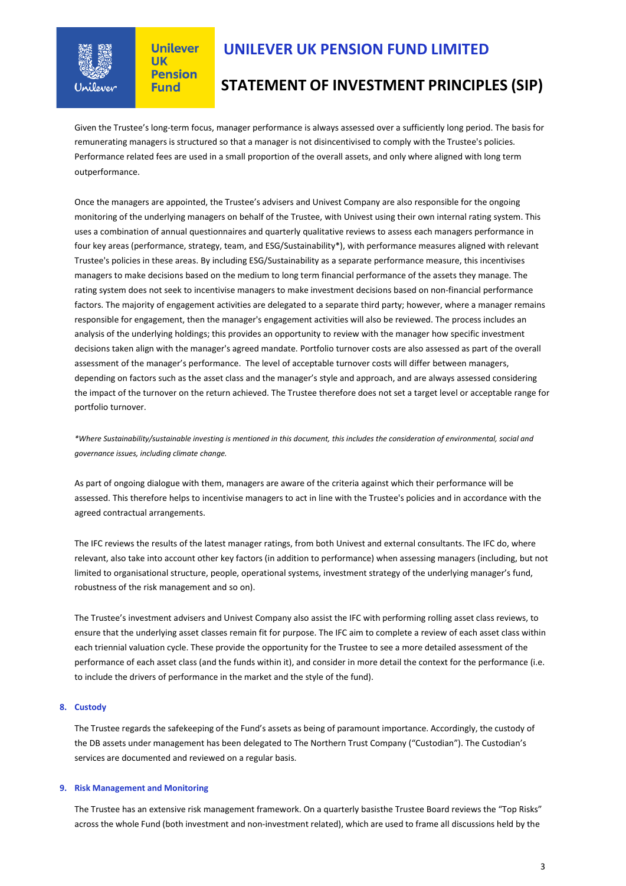Given the Trustee's long-term focus, manager performance is always assessed over a sufficiently long period. The basis for remunerating managers is structured so that a manager is not disincentivised to comply with the Trustee's policies. Performance related fees are used in a small proportion of the overall assets, and only where aligned with long term outperformance.

Once the managers are appointed, the Trustee's advisers and Univest Company are also responsible for the ongoing monitoring of the underlying managers on behalf of the Trustee, with Univest using their own internal rating system. This uses a combination of annual questionnaires and quarterly qualitative reviews to assess each managers performance in four key areas (performance, strategy, team, and ESG/Sustainability*), with performance measures aligned with relevant Trustee's policies in these areas. By including ESG/Sustainability as a separate performance measure, this incentivises managers to make decisions based on the medium to long term financial performance of the assets they manage. The rating system does not seek to incentivise managers to make investment decisions based on non-financial performance factors. The majority of engagement activities are delegated to a separate third party; however, where a manager remains responsible for engagement, then the manager's engagement activities will also be reviewed. The process includes an analysis of the underlying holdings; this provides an opportunity to review with the manager how specific investment decisions taken align with the manager's agreed mandate. Portfolio turnover costs are also assessed as part of the overall assessment of the manager's performance. The level of acceptable turnover costs will differ between managers, depending on factors such as the asset class and the manager's style and approach, and are always assessed considering the impact of the turnover on the return achieved. The Trustee therefore does not set a target level or acceptable range for portfolio turnover.

*\*Where Sustainability/sustainable investing is mentioned in this document, this includes the consideration of environmental, social and governance issues, including climate change.*

As part of ongoing dialogue with them, managers are aware of the criteria against which their performance will be assessed. This therefore helps to incentivise managers to act in line with the Trustee's policies and in accordance with the agreed contractual arrangements.

The IFC reviews the results of the latest manager ratings, from both Univest and external consultants. The IFC do, where relevant, also take into account other key factors (in addition to performance) when assessing managers (including, but not limited to organisational structure, people, operational systems, investment strategy of the underlying manager's fund, robustness of the risk management and so on).

The Trustee's investment advisers and Univest Company also assist the IFC with performing rolling asset class reviews, to ensure that the underlying asset classes remain fit for purpose. The IFC aim to complete a review of each asset class within each triennial valuation cycle. These provide the opportunity for the Trustee to see a more detailed assessment of the performance of each asset class (and the funds within it), and consider in more detail the context for the performance (i.e. to include the drivers of performance in the market and the style of the fund).

## 8. Custody

The Trustee regards the safekeeping of the Fund's assets as being of paramount importance. Accordingly, the custody of the DB assets under management has been delegated to The Northern Trust Company ("Custodian"). The Custodian's services are documented and reviewed on a regular basis.

## 9. Risk Management and Monitoring

The Trustee has an extensive risk management framework. On a quarterly basisthe Trustee Board reviews the "Top Risks" across the whole Fund (both investment and non-investment related), which are used to frame all discussions held by the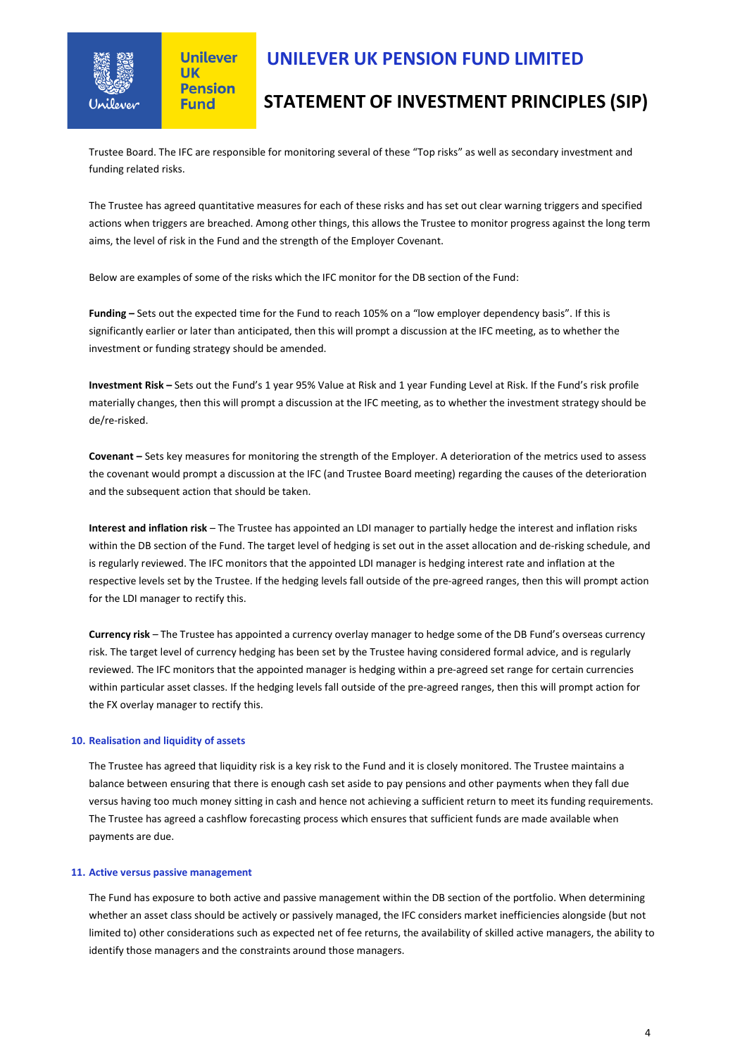Trustee Board. The IFC are responsible for monitoring several of these "Top risks" as well as secondary investment and funding related risks.

The Trustee has agreed quantitative measures for each of these risks and has set out clear warning triggers and specified actions when triggers are breached. Among other things, this allows the Trustee to monitor progress against the long term aims, the level of risk in the Fund and the strength of the Employer Covenant.

Below are examples of some of the risks which the IFC monitor for the DB section of the Fund:

**Funding –** Sets out the expected time for the Fund to reach 105% on a "low employer dependency basis". If this is significantly earlier or later than anticipated, then this will prompt a discussion at the IFC meeting, as to whether the investment or funding strategy should be amended.

**Investment Risk –** Sets out the Fund's 1 year 95% Value at Risk and 1 year Funding Level at Risk. If the Fund's risk profile materially changes, then this will prompt a discussion at the IFC meeting, as to whether the investment strategy should be de/re-risked.

**Covenant –** Sets key measures for monitoring the strength of the Employer. A deterioration of the metrics used to assess the covenant would prompt a discussion at the IFC (and Trustee Board meeting) regarding the causes of the deterioration and the subsequent action that should be taken.

**Interest and inflation risk** – The Trustee has appointed an LDI manager to partially hedge the interest and inflation risks within the DB section of the Fund. The target level of hedging is set out in the asset allocation and de-risking schedule, and is regularly reviewed. The IFC monitors that the appointed LDI manager is hedging interest rate and inflation at the respective levels set by the Trustee. If the hedging levels fall outside of the pre-agreed ranges, then this will prompt action for the LDI manager to rectify this.

**Currency risk** – The Trustee has appointed a currency overlay manager to hedge some of the DB Fund's overseas currency risk. The target level of currency hedging has been set by the Trustee having considered formal advice, and is regularly reviewed. The IFC monitors that the appointed manager is hedging within a pre-agreed set range for certain currencies within particular asset classes. If the hedging levels fall outside of the pre-agreed ranges, then this will prompt action for the FX overlay manager to rectify this.

## 10. Realisation and liquidity of assets

The Trustee has agreed that liquidity risk is a key risk to the Fund and it is closely monitored. The Trustee maintains a balance between ensuring that there is enough cash set aside to pay pensions and other payments when they fall due versus having too much money sitting in cash and hence not achieving a sufficient return to meet its funding requirements. The Trustee has agreed a cashflow forecasting process which ensures that sufficient funds are made available when payments are due.

## 11. Active versus passive management

The Fund has exposure to both active and passive management within the DB section of the portfolio. When determining whether an asset class should be actively or passively managed, the IFC considers market inefficiencies alongside (but not limited to) other considerations such as expected net of fee returns, the availability of skilled active managers, the ability to identify those managers and the constraints around those managers.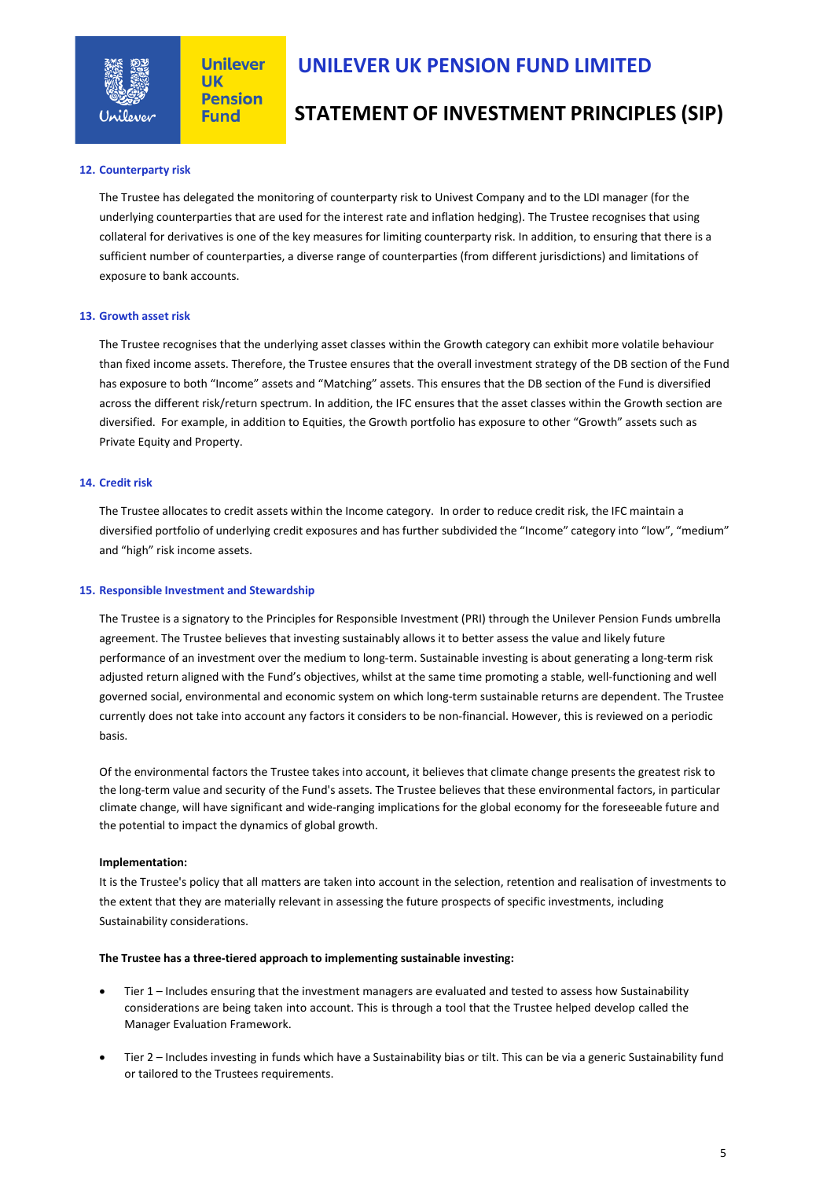### 12. Counterparty risk

The Trustee has delegated the monitoring of counterparty risk to Univest Company and to the LDI manager (for the underlying counterparties that are used for the interest rate and inflation hedging). The Trustee recognises that using collateral for derivatives is one of the key measures for limiting counterparty risk. In addition, to ensuring that there is a sufficient number of counterparties, a diverse range of counterparties (from different jurisdictions) and limitations of exposure to bank accounts.

### 13. Growth asset risk

The Trustee recognises that the underlying asset classes within the Growth category can exhibit more volatile behaviour than fixed income assets. Therefore, the Trustee ensures that the overall investment strategy of the DB section of the Fund has exposure to both "Income" assets and "Matching" assets. This ensures that the DB section of the Fund is diversified across the different risk/return spectrum. In addition, the IFC ensures that the asset classes within the Growth section are diversified. For example, in addition to Equities, the Growth portfolio has exposure to other "Growth" assets such as Private Equity and Property.

### 14. Credit risk

The Trustee allocates to credit assets within the Income category. In order to reduce credit risk, the IFC maintain a diversified portfolio of underlying credit exposures and has further subdivided the "Income" category into "low", "medium" and "high" risk income assets.

### 15. Responsible Investment and Stewardship

The Trustee is a signatory to the Principles for Responsible Investment (PRI) through the Unilever Pension Funds umbrella agreement. The Trustee believes that investing sustainably allows it to better assess the value and likely future performance of an investment over the medium to long-term. Sustainable investing is about generating a long-term risk adjusted return aligned with the Fund's objectives, whilst at the same time promoting a stable, well-functioning and well governed social, environmental and economic system on which long-term sustainable returns are dependent. The Trustee currently does not take into account any factors it considers to be non-financial. However, this is reviewed on a periodic basis.

Of the environmental factors the Trustee takes into account, it believes that climate change presents the greatest risk to the long-term value and security of the Fund's assets. The Trustee believes that these environmental factors, in particular climate change, will have significant and wide-ranging implications for the global economy for the foreseeable future and the potential to impact the dynamics of global growth.

**Implementation:**
It is the Trustee's policy that all matters are taken into account in the selection, retention and realisation of investments to the extent that they are materially relevant in assessing the future prospects of specific investments, including Sustainability considerations.

**The Trustee has a three-tiered approach to implementing sustainable investing:**

- Tier 1 – Includes ensuring that the investment managers are evaluated and tested to assess how Sustainability considerations are being taken into account. This is through a tool that the Trustee helped develop called the Manager Evaluation Framework.
- Tier 2 – Includes investing in funds which have a Sustainability bias or tilt. This can be via a generic Sustainability fund or tailored to the Trustees requirements.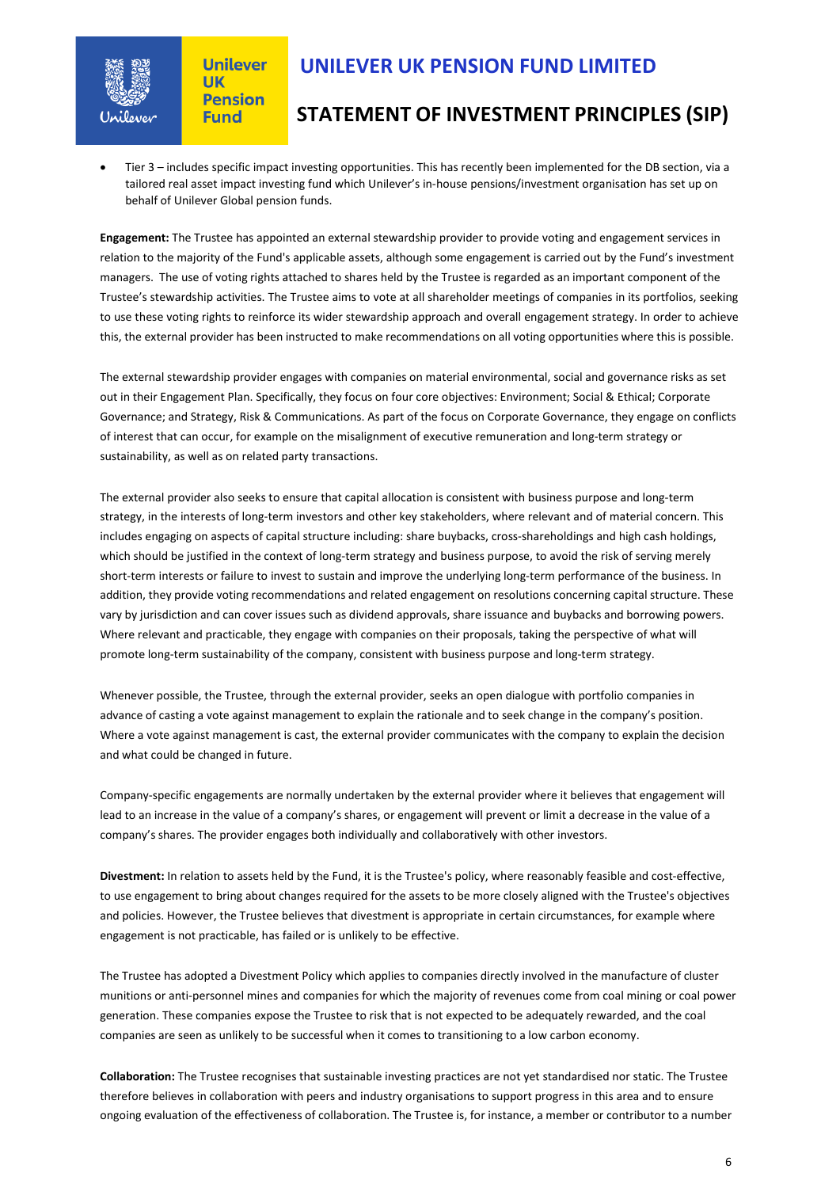- Tier 3 – includes specific impact investing opportunities. This has recently been implemented for the DB section, via a tailored real asset impact investing fund which Unilever's in-house pensions/investment organisation has set up on behalf of Unilever Global pension funds.

**Engagement:** The Trustee has appointed an external stewardship provider to provide voting and engagement services in relation to the majority of the Fund's applicable assets, although some engagement is carried out by the Fund's investment managers. The use of voting rights attached to shares held by the Trustee is regarded as an important component of the Trustee's stewardship activities. The Trustee aims to vote at all shareholder meetings of companies in its portfolios, seeking to use these voting rights to reinforce its wider stewardship approach and overall engagement strategy. In order to achieve this, the external provider has been instructed to make recommendations on all voting opportunities where this is possible.

The external stewardship provider engages with companies on material environmental, social and governance risks as set out in their Engagement Plan. Specifically, they focus on four core objectives: Environment; Social & Ethical; Corporate Governance; and Strategy, Risk & Communications. As part of the focus on Corporate Governance, they engage on conflicts of interest that can occur, for example on the misalignment of executive remuneration and long-term strategy or sustainability, as well as on related party transactions.

The external provider also seeks to ensure that capital allocation is consistent with business purpose and long-term strategy, in the interests of long-term investors and other key stakeholders, where relevant and of material concern. This includes engaging on aspects of capital structure including: share buybacks, cross-shareholdings and high cash holdings, which should be justified in the context of long-term strategy and business purpose, to avoid the risk of serving merely short-term interests or failure to invest to sustain and improve the underlying long-term performance of the business. In addition, they provide voting recommendations and related engagement on resolutions concerning capital structure. These vary by jurisdiction and can cover issues such as dividend approvals, share issuance and buybacks and borrowing powers. Where relevant and practicable, they engage with companies on their proposals, taking the perspective of what will promote long-term sustainability of the company, consistent with business purpose and long-term strategy.

Whenever possible, the Trustee, through the external provider, seeks an open dialogue with portfolio companies in advance of casting a vote against management to explain the rationale and to seek change in the company's position. Where a vote against management is cast, the external provider communicates with the company to explain the decision and what could be changed in future.

Company-specific engagements are normally undertaken by the external provider where it believes that engagement will lead to an increase in the value of a company's shares, or engagement will prevent or limit a decrease in the value of a company's shares. The provider engages both individually and collaboratively with other investors.

**Divestment:** In relation to assets held by the Fund, it is the Trustee's policy, where reasonably feasible and cost-effective, to use engagement to bring about changes required for the assets to be more closely aligned with the Trustee's objectives and policies. However, the Trustee believes that divestment is appropriate in certain circumstances, for example where engagement is not practicable, has failed or is unlikely to be effective.

The Trustee has adopted a Divestment Policy which applies to companies directly involved in the manufacture of cluster munitions or anti-personnel mines and companies for which the majority of revenues come from coal mining or coal power generation. These companies expose the Trustee to risk that is not expected to be adequately rewarded, and the coal companies are seen as unlikely to be successful when it comes to transitioning to a low carbon economy.

**Collaboration:** The Trustee recognises that sustainable investing practices are not yet standardised nor static. The Trustee therefore believes in collaboration with peers and industry organisations to support progress in this area and to ensure ongoing evaluation of the effectiveness of collaboration. The Trustee is, for instance, a member or contributor to a number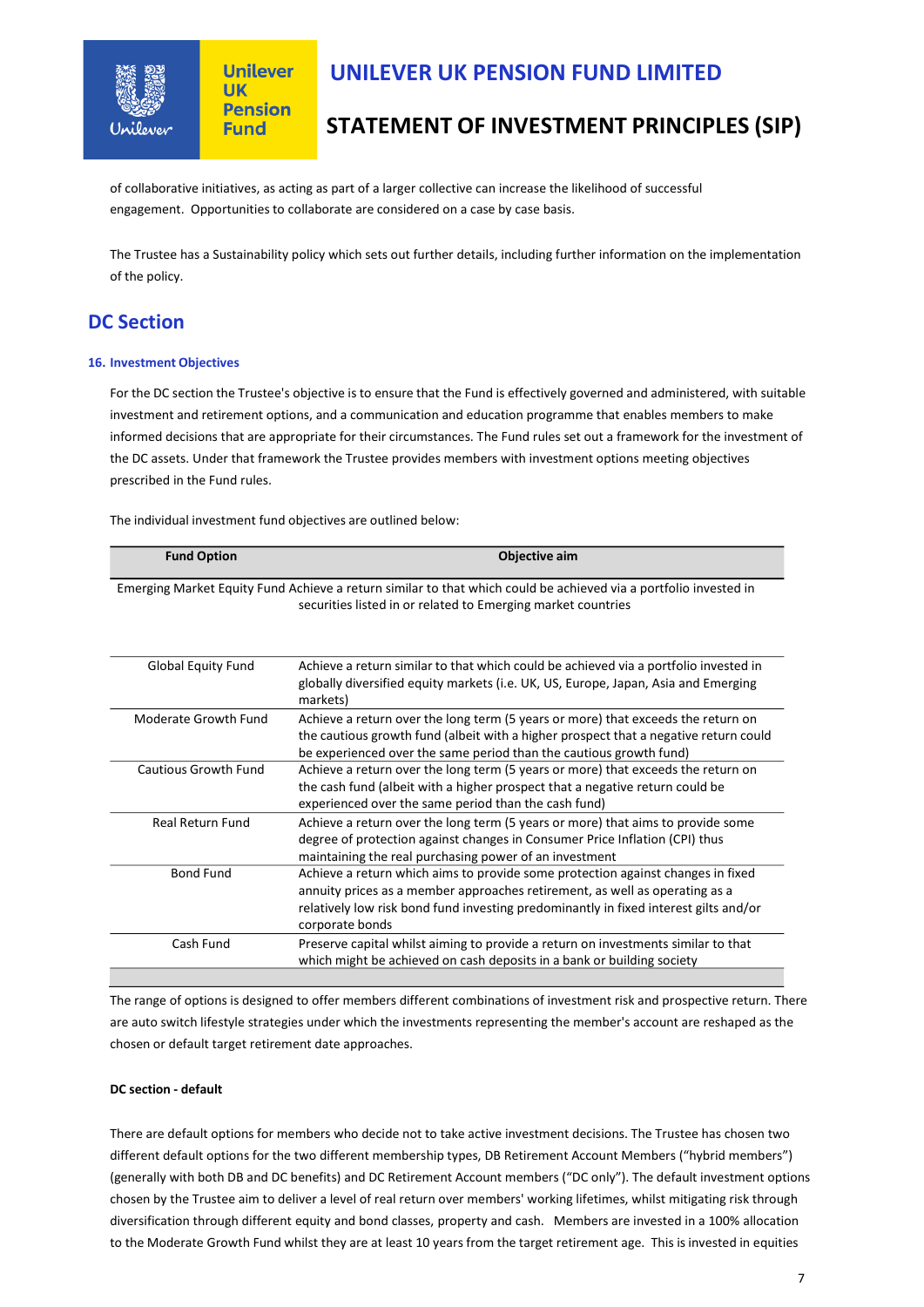of collaborative initiatives, as acting as part of a larger collective can increase the likelihood of successful engagement. Opportunities to collaborate are considered on a case by case basis.

The Trustee has a Sustainability policy which sets out further details, including further information on the implementation of the policy.

## DC Section

### 16. Investment Objectives

For the DC section the Trustee's objective is to ensure that the Fund is effectively governed and administered, with suitable investment and retirement options, and a communication and education programme that enables members to make informed decisions that are appropriate for their circumstances. The Fund rules set out a framework for the investment of the DC assets. Under that framework the Trustee provides members with investment options meeting objectives prescribed in the Fund rules.

The individual investment fund objectives are outlined below:

| Fund Option | Objective aim |
|---|---|
| Emerging Market Equity Fund | Achieve a return similar to that which could be achieved via a portfolio invested in securities listed in or related to Emerging market countries |
| Global Equity Fund | Achieve a return similar to that which could be achieved via a portfolio invested in globally diversified equity markets (i.e. UK, US, Europe, Japan, Asia and Emerging markets) |
| Moderate Growth Fund | Achieve a return over the long term (5 years or more) that exceeds the return on the cautious growth fund (albeit with a higher prospect that a negative return could be experienced over the same period than the cautious growth fund) |
| Cautious Growth Fund | Achieve a return over the long term (5 years or more) that exceeds the return on the cash fund (albeit with a higher prospect that a negative return could be experienced over the same period than the cash fund) |
| Real Return Fund | Achieve a return over the long term (5 years or more) that aims to provide some degree of protection against changes in Consumer Price Inflation (CPI) thus maintaining the real purchasing power of an investment |
| Bond Fund | Achieve a return which aims to provide some protection against changes in fixed annuity prices as a member approaches retirement, as well as operating as a relatively low risk bond fund investing predominantly in fixed interest gilts and/or corporate bonds |
| Cash Fund | Preserve capital whilst aiming to provide a return on investments similar to that which might be achieved on cash deposits in a bank or building society |

The range of options is designed to offer members different combinations of investment risk and prospective return. There are auto switch lifestyle strategies under which the investments representing the member's account are reshaped as the chosen or default target retirement date approaches.

**DC section - default**

There are default options for members who decide not to take active investment decisions. The Trustee has chosen two different default options for the two different membership types, DB Retirement Account Members ("hybrid members") (generally with both DB and DC benefits) and DC Retirement Account members ("DC only"). The default investment options chosen by the Trustee aim to deliver a level of real return over members' working lifetimes, whilst mitigating risk through diversification through different equity and bond classes, property and cash. Members are invested in a 100% allocation to the Moderate Growth Fund whilst they are at least 10 years from the target retirement age. This is invested in equities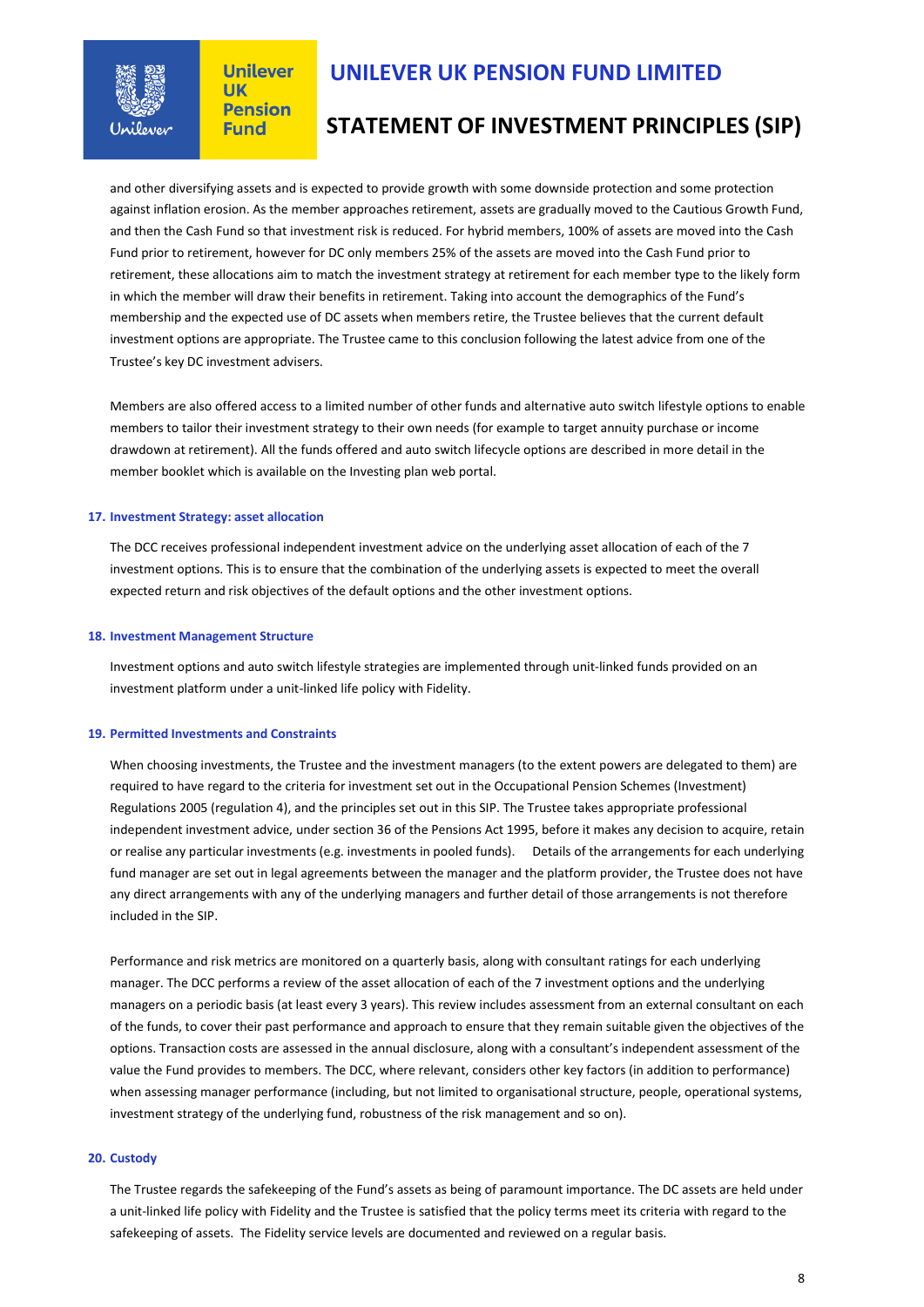and other diversifying assets and is expected to provide growth with some downside protection and some protection against inflation erosion. As the member approaches retirement, assets are gradually moved to the Cautious Growth Fund, and then the Cash Fund so that investment risk is reduced. For hybrid members, 100% of assets are moved into the Cash Fund prior to retirement, however for DC only members 25% of the assets are moved into the Cash Fund prior to retirement, these allocations aim to match the investment strategy at retirement for each member type to the likely form in which the member will draw their benefits in retirement. Taking into account the demographics of the Fund's membership and the expected use of DC assets when members retire, the Trustee believes that the current default investment options are appropriate. The Trustee came to this conclusion following the latest advice from one of the Trustee's key DC investment advisers.

Members are also offered access to a limited number of other funds and alternative auto switch lifestyle options to enable members to tailor their investment strategy to their own needs (for example to target annuity purchase or income drawdown at retirement). All the funds offered and auto switch lifecycle options are described in more detail in the member booklet which is available on the Investing plan web portal.

## 17. Investment Strategy: asset allocation

The DCC receives professional independent investment advice on the underlying asset allocation of each of the 7 investment options. This is to ensure that the combination of the underlying assets is expected to meet the overall expected return and risk objectives of the default options and the other investment options.

## 18. Investment Management Structure

Investment options and auto switch lifestyle strategies are implemented through unit-linked funds provided on an investment platform under a unit-linked life policy with Fidelity.

## 19. Permitted Investments and Constraints

When choosing investments, the Trustee and the investment managers (to the extent powers are delegated to them) are required to have regard to the criteria for investment set out in the Occupational Pension Schemes (Investment) Regulations 2005 (regulation 4), and the principles set out in this SIP. The Trustee takes appropriate professional independent investment advice, under section 36 of the Pensions Act 1995, before it makes any decision to acquire, retain or realise any particular investments (e.g. investments in pooled funds). Details of the arrangements for each underlying fund manager are set out in legal agreements between the manager and the platform provider, the Trustee does not have any direct arrangements with any of the underlying managers and further detail of those arrangements is not therefore included in the SIP.

Performance and risk metrics are monitored on a quarterly basis, along with consultant ratings for each underlying manager. The DCC performs a review of the asset allocation of each of the 7 investment options and the underlying managers on a periodic basis (at least every 3 years). This review includes assessment from an external consultant on each of the funds, to cover their past performance and approach to ensure that they remain suitable given the objectives of the options. Transaction costs are assessed in the annual disclosure, along with a consultant's independent assessment of the value the Fund provides to members. The DCC, where relevant, considers other key factors (in addition to performance) when assessing manager performance (including, but not limited to organisational structure, people, operational systems, investment strategy of the underlying fund, robustness of the risk management and so on).

## 20. Custody

The Trustee regards the safekeeping of the Fund's assets as being of paramount importance. The DC assets are held under a unit-linked life policy with Fidelity and the Trustee is satisfied that the policy terms meet its criteria with regard to the safekeeping of assets. The Fidelity service levels are documented and reviewed on a regular basis.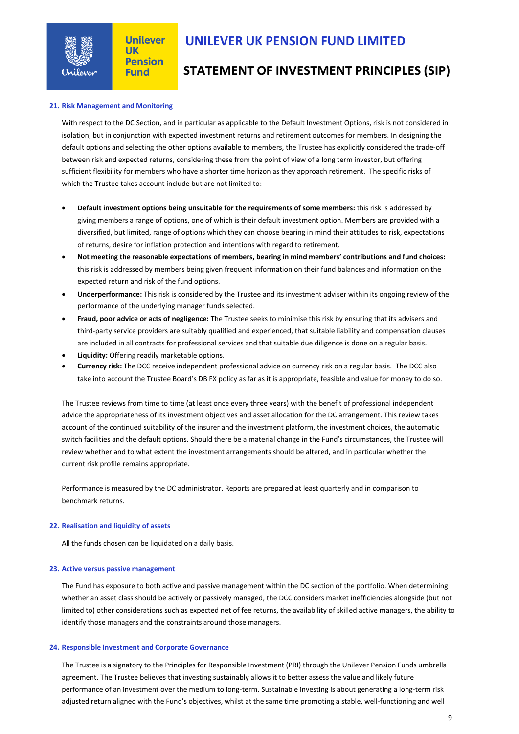## 21. Risk Management and Monitoring

With respect to the DC Section, and in particular as applicable to the Default Investment Options, risk is not considered in isolation, but in conjunction with expected investment returns and retirement outcomes for members. In designing the default options and selecting the other options available to members, the Trustee has explicitly considered the trade-off between risk and expected returns, considering these from the point of view of a long term investor, but offering sufficient flexibility for members who have a shorter time horizon as they approach retirement. The specific risks of which the Trustee takes account include but are not limited to:

- **Default investment options being unsuitable for the requirements of some members:** this risk is addressed by giving members a range of options, one of which is their default investment option. Members are provided with a diversified, but limited, range of options which they can choose bearing in mind their attitudes to risk, expectations of returns, desire for inflation protection and intentions with regard to retirement.
- **Not meeting the reasonable expectations of members, bearing in mind members' contributions and fund choices:** this risk is addressed by members being given frequent information on their fund balances and information on the expected return and risk of the fund options.
- **Underperformance:** This risk is considered by the Trustee and its investment adviser within its ongoing review of the performance of the underlying manager funds selected.
- **Fraud, poor advice or acts of negligence:** The Trustee seeks to minimise this risk by ensuring that its advisers and third-party service providers are suitably qualified and experienced, that suitable liability and compensation clauses are included in all contracts for professional services and that suitable due diligence is done on a regular basis.
- **Liquidity:** Offering readily marketable options.
- **Currency risk:** The DCC receive independent professional advice on currency risk on a regular basis. The DCC also take into account the Trustee Board's DB FX policy as far as it is appropriate, feasible and value for money to do so.

The Trustee reviews from time to time (at least once every three years) with the benefit of professional independent advice the appropriateness of its investment objectives and asset allocation for the DC arrangement. This review takes account of the continued suitability of the insurer and the investment platform, the investment choices, the automatic switch facilities and the default options. Should there be a material change in the Fund's circumstances, the Trustee will review whether and to what extent the investment arrangements should be altered, and in particular whether the current risk profile remains appropriate.

Performance is measured by the DC administrator. Reports are prepared at least quarterly and in comparison to benchmark returns.

## 22. Realisation and liquidity of assets

All the funds chosen can be liquidated on a daily basis.

## 23. Active versus passive management

The Fund has exposure to both active and passive management within the DC section of the portfolio. When determining whether an asset class should be actively or passively managed, the DCC considers market inefficiencies alongside (but not limited to) other considerations such as expected net of fee returns, the availability of skilled active managers, the ability to identify those managers and the constraints around those managers.

## 24. Responsible Investment and Corporate Governance

The Trustee is a signatory to the Principles for Responsible Investment (PRI) through the Unilever Pension Funds umbrella agreement. The Trustee believes that investing sustainably allows it to better assess the value and likely future performance of an investment over the medium to long-term. Sustainable investing is about generating a long-term risk adjusted return aligned with the Fund's objectives, whilst at the same time promoting a stable, well-functioning and well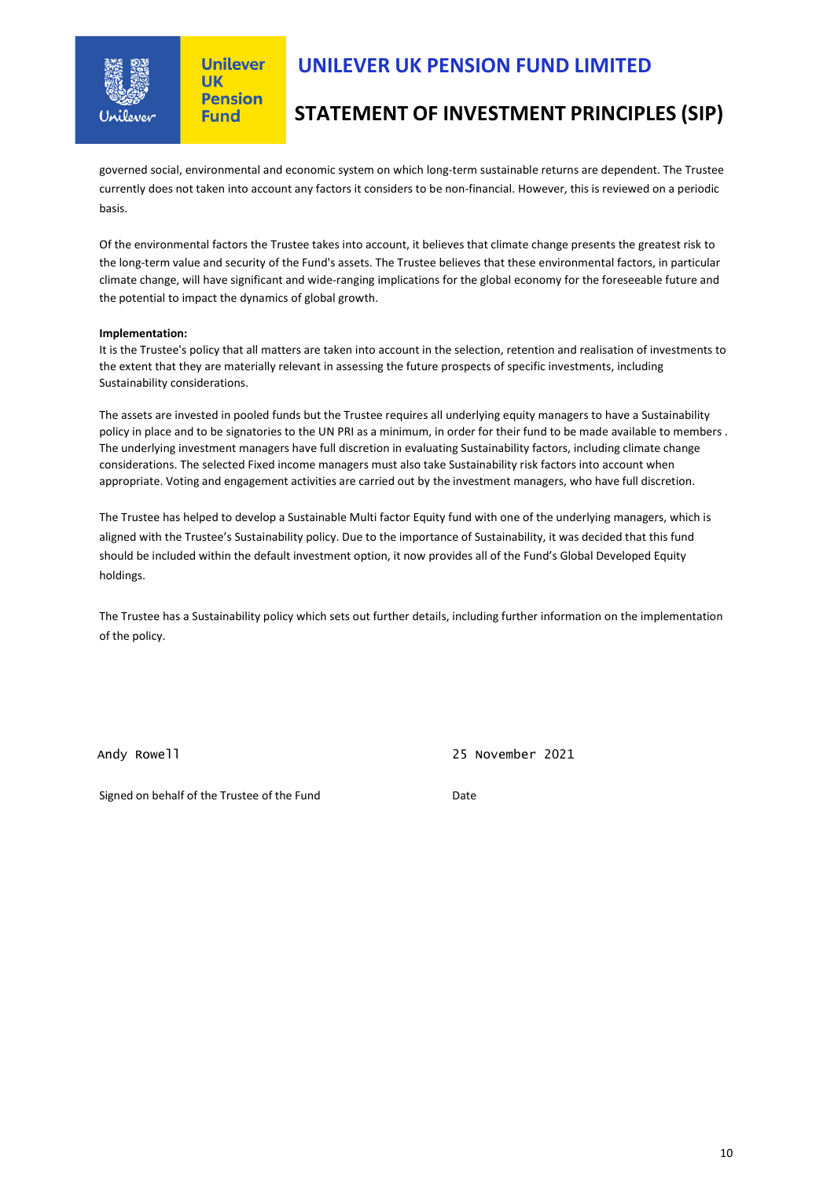governed social, environmental and economic system on which long-term sustainable returns are dependent. The Trustee currently does not taken into account any factors it considers to be non-financial. However, this is reviewed on a periodic basis.

Of the environmental factors the Trustee takes into account, it believes that climate change presents the greatest risk to the long-term value and security of the Fund's assets. The Trustee believes that these environmental factors, in particular climate change, will have significant and wide-ranging implications for the global economy for the foreseeable future and the potential to impact the dynamics of global growth.

**Implementation:**
It is the Trustee's policy that all matters are taken into account in the selection, retention and realisation of investments to the extent that they are materially relevant in assessing the future prospects of specific investments, including Sustainability considerations.

The assets are invested in pooled funds but the Trustee requires all underlying equity managers to have a Sustainability policy in place and to be signatories to the UN PRI as a minimum, in order for their fund to be made available to members . The underlying investment managers have full discretion in evaluating Sustainability factors, including climate change considerations. The selected Fixed income managers must also take Sustainability risk factors into account when appropriate. Voting and engagement activities are carried out by the investment managers, who have full discretion.

The Trustee has helped to develop a Sustainable Multi factor Equity fund with one of the underlying managers, which is aligned with the Trustee's Sustainability policy. Due to the importance of Sustainability, it was decided that this fund should be included within the default investment option, it now provides all of the Fund's Global Developed Equity holdings.

The Trustee has a Sustainability policy which sets out further details, including further information on the implementation of the policy.

Andy Rowell

Signed on behalf of the Trustee of the Fund

25 November 2021

Date